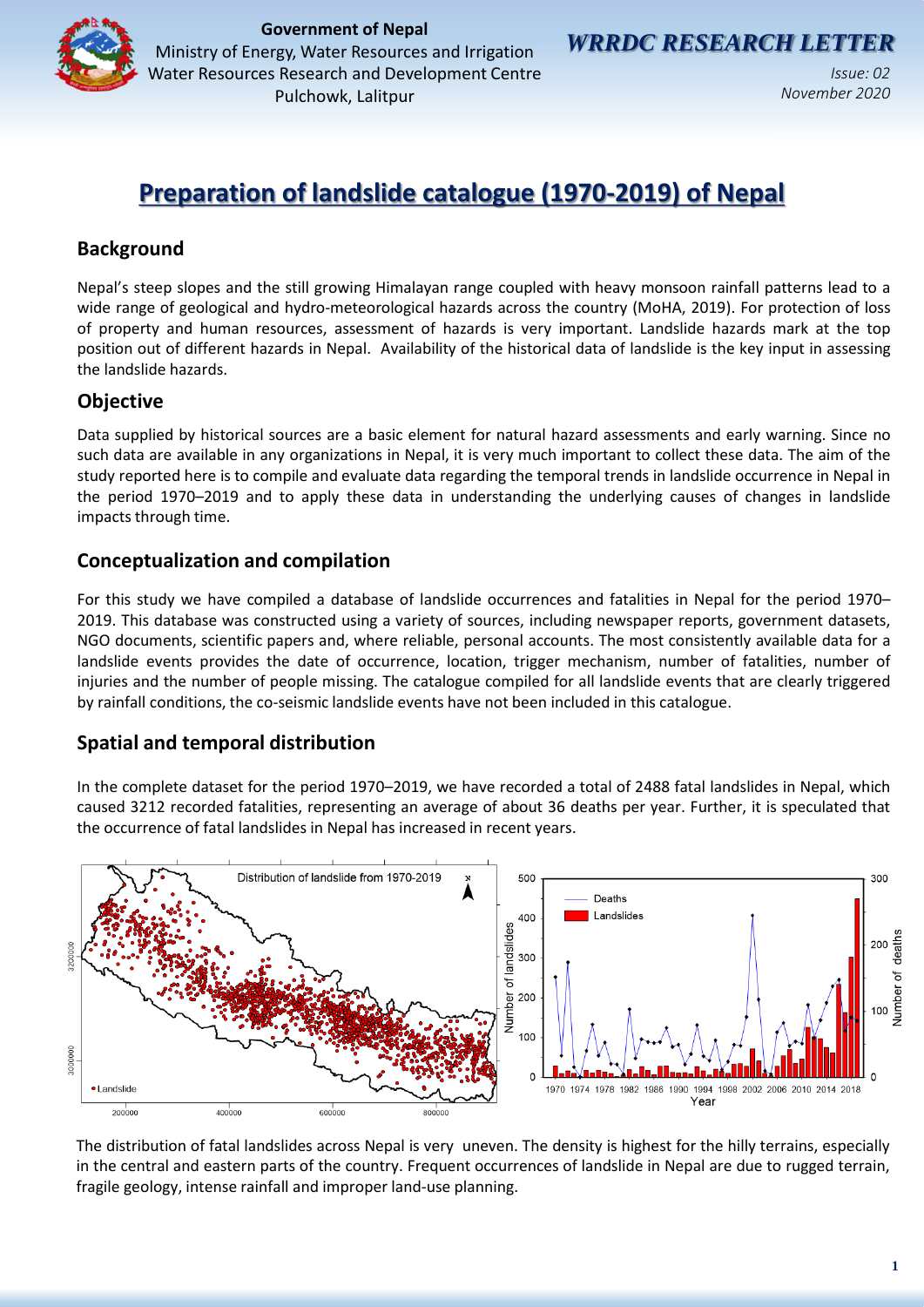Government of Nepal
Ministry of Energy, Water Resources and Irrigation
Water Resources Research and Development Centre
Pulchowk, Lalitpur

***WRRDC RESEARCH LETTER***

*Issue: 02*
*November 2020*

# Preparation of landslide catalogue (1970-2019) of Nepal

## Background

Nepal's steep slopes and the still growing Himalayan range coupled with heavy monsoon rainfall patterns lead to a wide range of geological and hydro-meteorological hazards across the country (MoHA, 2019). For protection of loss of property and human resources, assessment of hazards is very important. Landslide hazards mark at the top position out of different hazards in Nepal. Availability of the historical data of landslide is the key input in assessing the landslide hazards.

## Objective

Data supplied by historical sources are a basic element for natural hazard assessments and early warning. Since no such data are available in any organizations in Nepal, it is very much important to collect these data. The aim of the study reported here is to compile and evaluate data regarding the temporal trends in landslide occurrence in Nepal in the period 1970–2019 and to apply these data in understanding the underlying causes of changes in landslide impacts through time.

## Conceptualization and compilation

For this study we have compiled a database of landslide occurrences and fatalities in Nepal for the period 1970–2019. This database was constructed using a variety of sources, including newspaper reports, government datasets, NGO documents, scientific papers and, where reliable, personal accounts. The most consistently available data for a landslide events provides the date of occurrence, location, trigger mechanism, number of fatalities, number of injuries and the number of people missing. The catalogue compiled for all landslide events that are clearly triggered by rainfall conditions, the co-seismic landslide events have not been included in this catalogue.

## Spatial and temporal distribution

In the complete dataset for the period 1970–2019, we have recorded a total of 2488 fatal landslides in Nepal, which caused 3212 recorded fatalities, representing an average of about 36 deaths per year. Further, it is speculated that the occurrence of fatal landslides in Nepal has increased in recent years.

The distribution of fatal landslides across Nepal is very uneven. The density is highest for the hilly terrains, especially in the central and eastern parts of the country. Frequent occurrences of landslide in Nepal are due to rugged terrain, fragile geology, intense rainfall and improper land-use planning.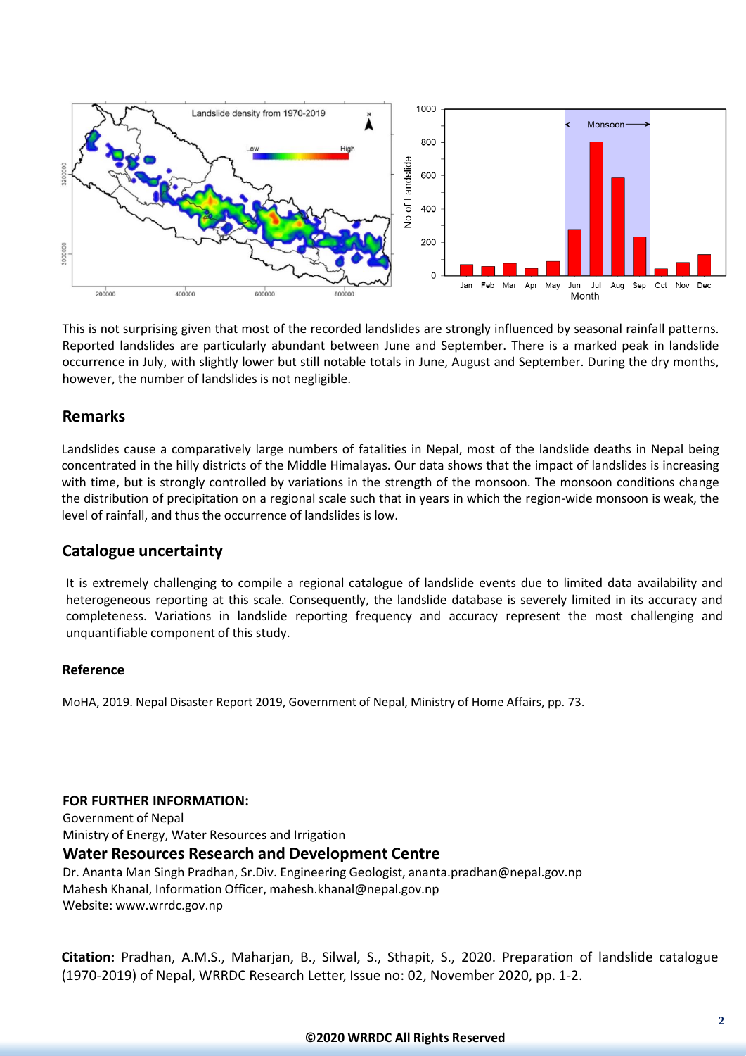Landslide density from 1970-2019

Low High

3200000

3000000

200000 400000 600000 800000

1000
800
600
400
200
0

No of Landslide

Monsoon

Jan Feb Mar Apr May Jun Jul Aug Sep Oct Nov Dec

Month

This is not surprising given that most of the recorded landslides are strongly influenced by seasonal rainfall patterns. Reported landslides are particularly abundant between June and September. There is a marked peak in landslide occurrence in July, with slightly lower but still notable totals in June, August and September. During the dry months, however, the number of landslides is not negligible.

## Remarks

Landslides cause a comparatively large numbers of fatalities in Nepal, most of the landslide deaths in Nepal being concentrated in the hilly districts of the Middle Himalayas. Our data shows that the impact of landslides is increasing with time, but is strongly controlled by variations in the strength of the monsoon. The monsoon conditions change the distribution of precipitation on a regional scale such that in years in which the region-wide monsoon is weak, the level of rainfall, and thus the occurrence of landslides is low.

## Catalogue uncertainty

It is extremely challenging to compile a regional catalogue of landslide events due to limited data availability and heterogeneous reporting at this scale. Consequently, the landslide database is severely limited in its accuracy and completeness. Variations in landslide reporting frequency and accuracy represent the most challenging and unquantifiable component of this study.

### Reference

MoHA, 2019. Nepal Disaster Report 2019, Government of Nepal, Ministry of Home Affairs, pp. 73.

**FOR FURTHER INFORMATION:**
Government of Nepal
Ministry of Energy, Water Resources and Irrigation

**Water Resources Research and Development Centre**
Dr. Ananta Man Singh Pradhan, Sr.Div. Engineering Geologist, ananta.pradhan@nepal.gov.np
Mahesh Khanal, Information Officer, mahesh.khanal@nepal.gov.np
Website: www.wrrdc.gov.np

**Citation:** Pradhan, A.M.S., Maharjan, B., Silwal, S., Sthapit, S., 2020. Preparation of landslide catalogue (1970-2019) of Nepal, WRRDC Research Letter, Issue no: 02, November 2020, pp. 1-2.

**©2020 WRRDC All Rights Reserved**